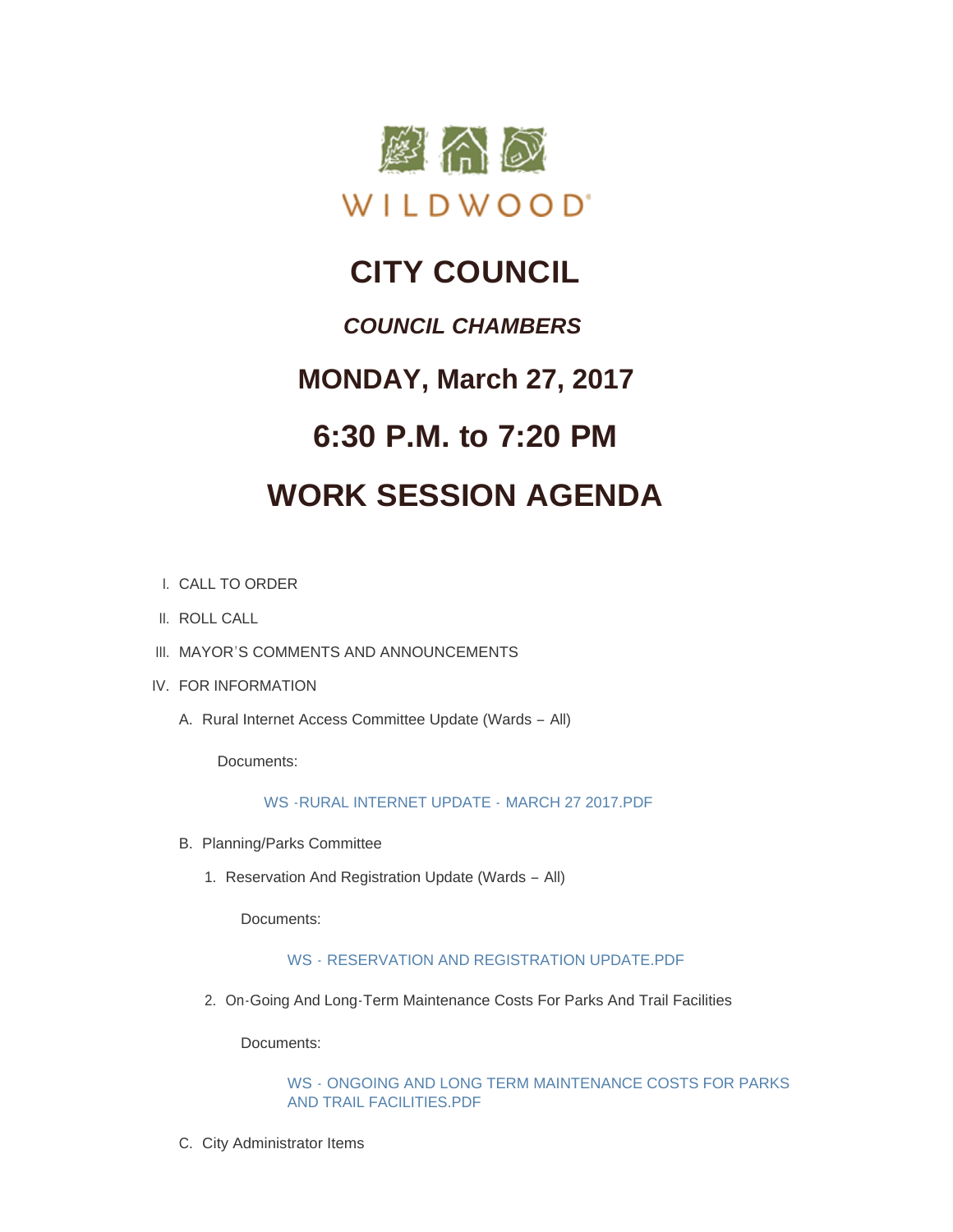WILDWOOD

# CITY COUNCIL

## *COUNCIL CHAMBERS*

## MONDAY, March 27, 2017

## 6:30 P.M. to 7:20 PM

# WORK SESSION AGENDA

I. CALL TO ORDER

II. ROLL CALL

III. MAYOR'S COMMENTS AND ANNOUNCEMENTS

IV. FOR INFORMATION

A. Rural Internet Access Committee Update (Wards – All)

Documents:

WS -RURAL INTERNET UPDATE - MARCH 27 2017.PDF

B. Planning/Parks Committee

1. Reservation And Registration Update (Wards – All)

Documents:

WS - RESERVATION AND REGISTRATION UPDATE.PDF

2. On-Going And Long-Term Maintenance Costs For Parks And Trail Facilities

Documents:

WS - ONGOING AND LONG TERM MAINTENANCE COSTS FOR PARKS AND TRAIL FACILITIES.PDF

C. City Administrator Items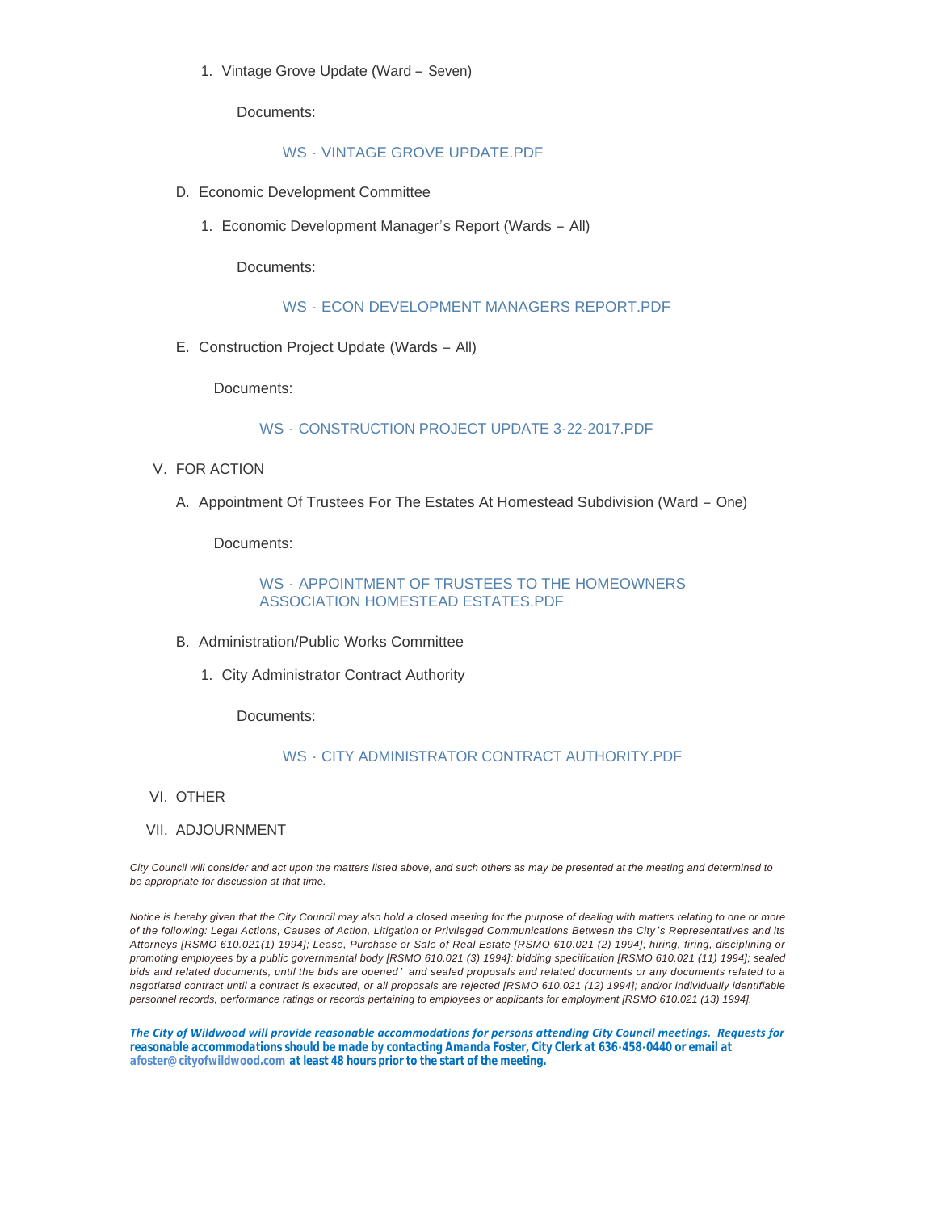1. Vintage Grove Update (Ward – Seven)

   Documents:

   WS - VINTAGE GROVE UPDATE.PDF

D. Economic Development Committee

   1. Economic Development Manager's Report (Wards – All)

      Documents:

      WS - ECON DEVELOPMENT MANAGERS REPORT.PDF

E. Construction Project Update (Wards – All)

   Documents:

   WS - CONSTRUCTION PROJECT UPDATE 3-22-2017.PDF

V. FOR ACTION

   A. Appointment Of Trustees For The Estates At Homestead Subdivision (Ward – One)

      Documents:

      WS - APPOINTMENT OF TRUSTEES TO THE HOMEOWNERS ASSOCIATION HOMESTEAD ESTATES.PDF

   B. Administration/Public Works Committee

      1. City Administrator Contract Authority

         Documents:

         WS - CITY ADMINISTRATOR CONTRACT AUTHORITY.PDF

VI. OTHER

VII. ADJOURNMENT

*City Council will consider and act upon the matters listed above, and such others as may be presented at the meeting and determined to be appropriate for discussion at that time.*

*Notice is hereby given that the City Council may also hold a closed meeting for the purpose of dealing with matters relating to one or more of the following: Legal Actions, Causes of Action, Litigation or Privileged Communications Between the City's Representatives and its Attorneys [RSMO 610.021(1) 1994]; Lease, Purchase or Sale of Real Estate [RSMO 610.021 (2) 1994]; hiring, firing, disciplining or promoting employees by a public governmental body [RSMO 610.021 (3) 1994]; bidding specification [RSMO 610.021 (11) 1994]; sealed bids and related documents, until the bids are opened' and sealed proposals and related documents or any documents related to a negotiated contract until a contract is executed, or all proposals are rejected [RSMO 610.021 (12) 1994]; and/or individually identifiable personnel records, performance ratings or records pertaining to employees or applicants for employment [RSMO 610.021 (13) 1994].*

***The City of Wildwood will provide reasonable accommodations for persons attending City Council meetings. Requests for* reasonable accommodations should be made by contacting Amanda Foster, City Clerk at 636-458-0440 or email at afoster@cityofwildwood.com at least 48 hours prior to the start of the meeting.**